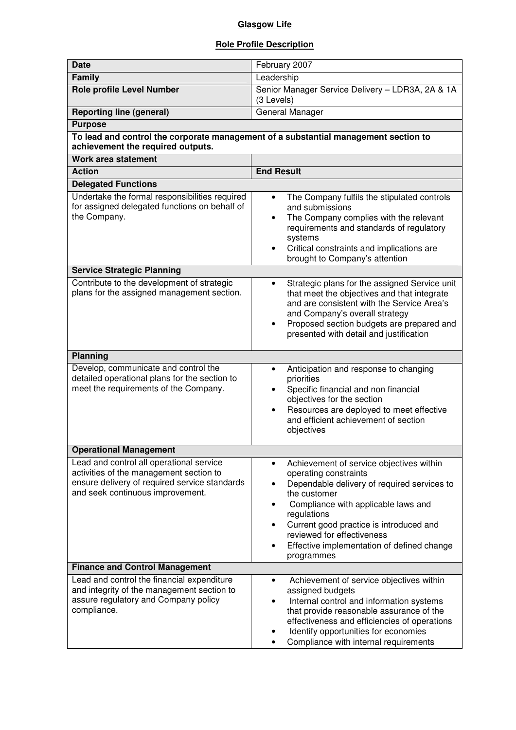**Glasgow Life**

**Role Profile Description**

| **Date** | February 2007 |
|---|---|
| **Family** | Leadership |
| **Role profile Level Number** | Senior Manager Service Delivery – LDR3A, 2A & 1A (3 Levels) |
| **Reporting line (general)** | General Manager |
| **Purpose** | |
| **To lead and control the corporate management of a substantial management section to achievement the required outputs.** | |
| **Work area statement** | |
| **Action** | **End Result** |
| **Delegated Functions** | |
| Undertake the formal responsibilities required for assigned delegated functions on behalf of the Company. | • The Company fulfils the stipulated controls and submissions<br>• The Company complies with the relevant requirements and standards of regulatory systems<br>• Critical constraints and implications are brought to Company's attention |
| **Service Strategic Planning** | |
| Contribute to the development of strategic plans for the assigned management section. | • Strategic plans for the assigned Service unit that meet the objectives and that integrate and are consistent with the Service Area's and Company's overall strategy<br>• Proposed section budgets are prepared and presented with detail and justification |
| **Planning** | |
| Develop, communicate and control the detailed operational plans for the section to meet the requirements of the Company. | • Anticipation and response to changing priorities<br>• Specific financial and non financial objectives for the section<br>• Resources are deployed to meet effective and efficient achievement of section objectives |
| **Operational Management** | |
| Lead and control all operational service activities of the management section to ensure delivery of required service standards and seek continuous improvement. | • Achievement of service objectives within operating constraints<br>• Dependable delivery of required services to the customer<br>• Compliance with applicable laws and regulations<br>• Current good practice is introduced and reviewed for effectiveness<br>• Effective implementation of defined change programmes |
| **Finance and Control Management** | |
| Lead and control the financial expenditure and integrity of the management section to assure regulatory and Company policy compliance. | • Achievement of service objectives within assigned budgets<br>• Internal control and information systems that provide reasonable assurance of the effectiveness and efficiencies of operations<br>• Identify opportunities for economies<br>• Compliance with internal requirements |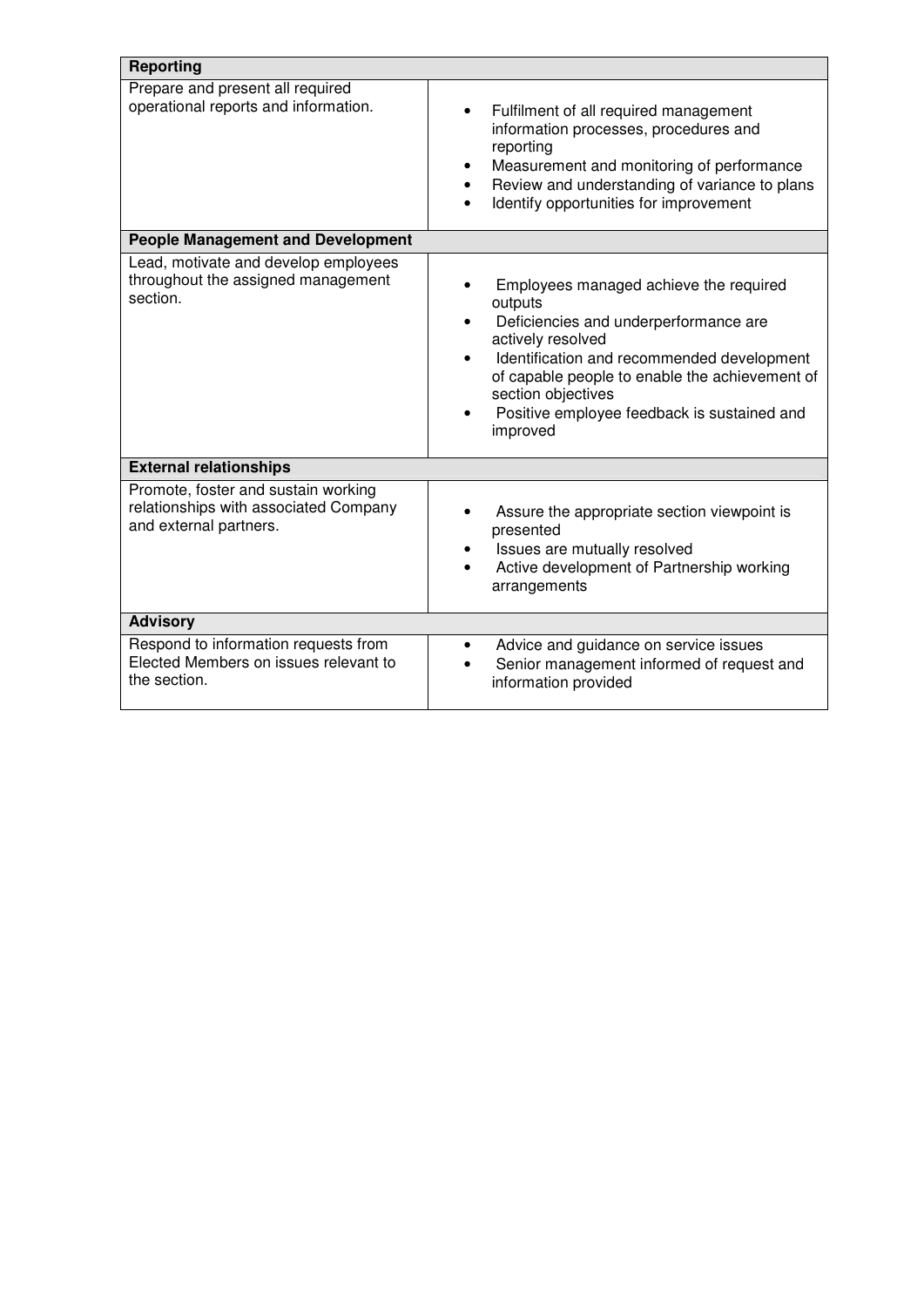| Reporting | |
|---|---|
| Prepare and present all required operational reports and information. | • Fulfilment of all required management information processes, procedures and reporting<br>• Measurement and monitoring of performance<br>• Review and understanding of variance to plans<br>• Identify opportunities for improvement |
| **People Management and Development** | |
| Lead, motivate and develop employees throughout the assigned management section. | • Employees managed achieve the required outputs<br>• Deficiencies and underperformance are actively resolved<br>• Identification and recommended development of capable people to enable the achievement of section objectives<br>• Positive employee feedback is sustained and improved |
| **External relationships** | |
| Promote, foster and sustain working relationships with associated Company and external partners. | • Assure the appropriate section viewpoint is presented<br>• Issues are mutually resolved<br>• Active development of Partnership working arrangements |
| **Advisory** | |
| Respond to information requests from Elected Members on issues relevant to the section. | • Advice and guidance on service issues<br>• Senior management informed of request and information provided |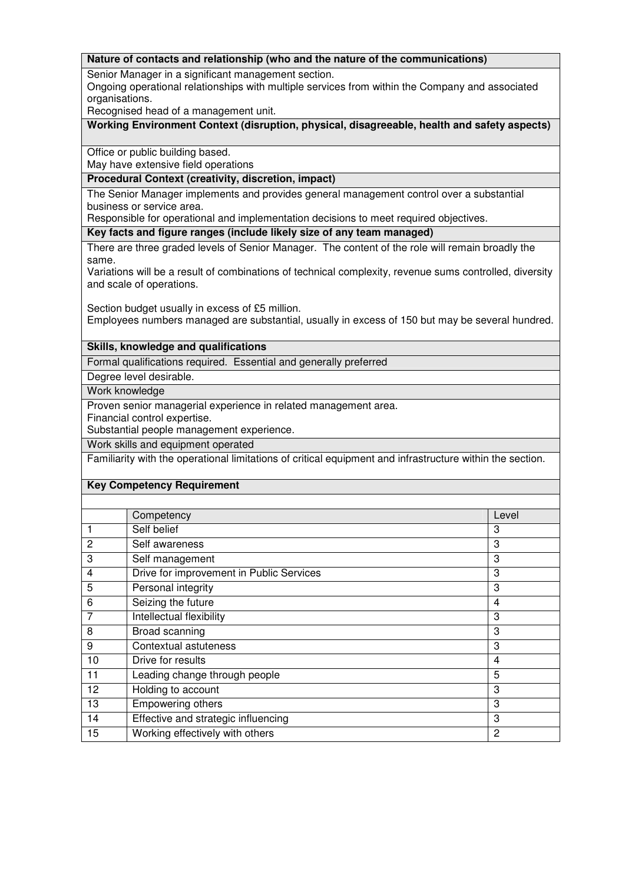**Nature of contacts and relationship (who and the nature of the communications)**

Senior Manager in a significant management section.
Ongoing operational relationships with multiple services from within the Company and associated organisations.
Recognised head of a management unit.

**Working Environment Context (disruption, physical, disagreeable, health and safety aspects)**

Office or public building based.
May have extensive field operations

**Procedural Context (creativity, discretion, impact)**

The Senior Manager implements and provides general management control over a substantial business or service area.
Responsible for operational and implementation decisions to meet required objectives.

**Key facts and figure ranges (include likely size of any team managed)**

There are three graded levels of Senior Manager. The content of the role will remain broadly the same.
Variations will be a result of combinations of technical complexity, revenue sums controlled, diversity and scale of operations.

Section budget usually in excess of £5 million.
Employees numbers managed are substantial, usually in excess of 150 but may be several hundred.

**Skills, knowledge and qualifications**

Formal qualifications required. Essential and generally preferred

Degree level desirable.

Work knowledge

Proven senior managerial experience in related management area.
Financial control expertise.
Substantial people management experience.

Work skills and equipment operated

Familiarity with the operational limitations of critical equipment and infrastructure within the section.

**Key Competency Requirement**

| | Competency | Level |
|---|---|---|
| 1 | Self belief | 3 |
| 2 | Self awareness | 3 |
| 3 | Self management | 3 |
| 4 | Drive for improvement in Public Services | 3 |
| 5 | Personal integrity | 3 |
| 6 | Seizing the future | 4 |
| 7 | Intellectual flexibility | 3 |
| 8 | Broad scanning | 3 |
| 9 | Contextual astuteness | 3 |
| 10 | Drive for results | 4 |
| 11 | Leading change through people | 5 |
| 12 | Holding to account | 3 |
| 13 | Empowering others | 3 |
| 14 | Effective and strategic influencing | 3 |
| 15 | Working effectively with others | 2 |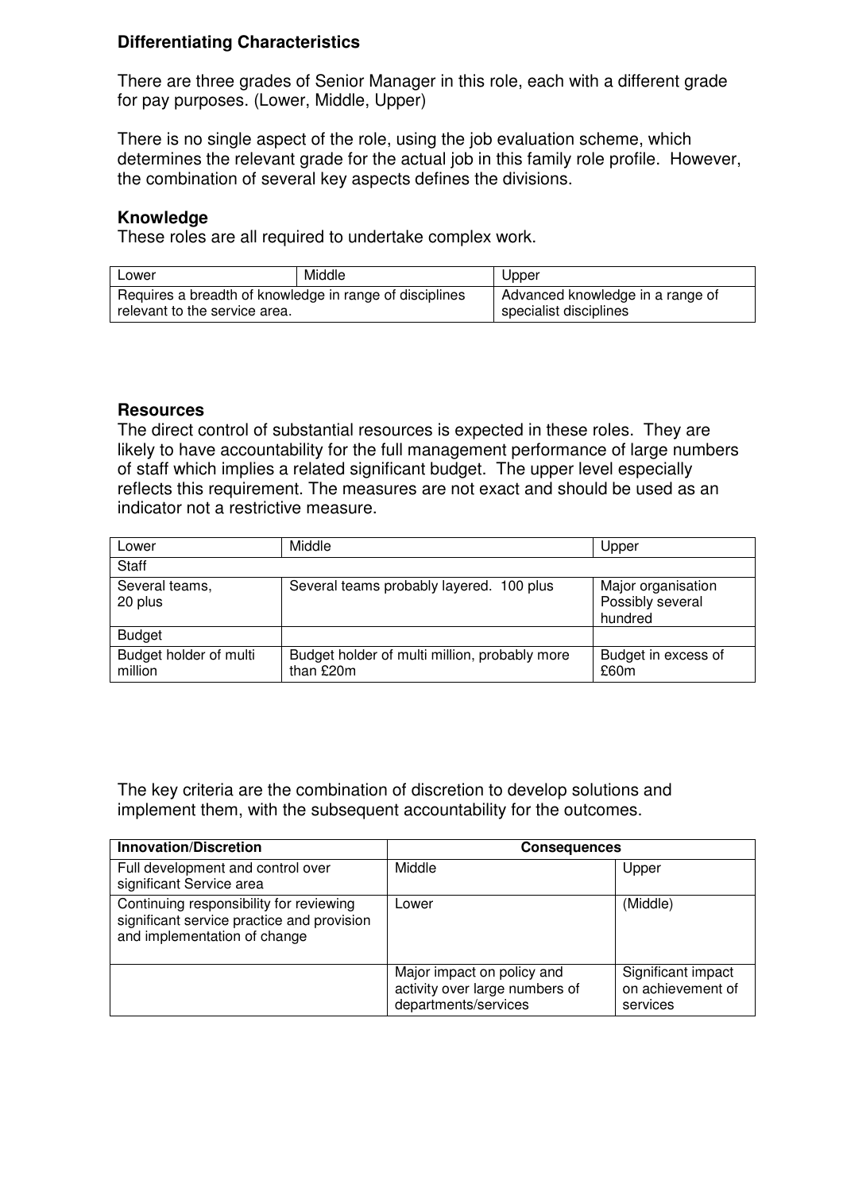**Differentiating Characteristics**

There are three grades of Senior Manager in this role, each with a different grade for pay purposes. (Lower, Middle, Upper)

There is no single aspect of the role, using the job evaluation scheme, which determines the relevant grade for the actual job in this family role profile. However, the combination of several key aspects defines the divisions.

**Knowledge**

These roles are all required to undertake complex work.

| Lower | Middle | Upper |
| --- | --- | --- |
| Requires a breadth of knowledge in range of disciplines relevant to the service area. | | Advanced knowledge in a range of specialist disciplines |

**Resources**

The direct control of substantial resources is expected in these roles. They are likely to have accountability for the full management performance of large numbers of staff which implies a related significant budget. The upper level especially reflects this requirement. The measures are not exact and should be used as an indicator not a restrictive measure.

| Lower | Middle | Upper |
| --- | --- | --- |
| Staff | | |
| Several teams, 20 plus | Several teams probably layered. 100 plus | Major organisation Possibly several hundred |
| Budget | | |
| Budget holder of multi million | Budget holder of multi million, probably more than £20m | Budget in excess of £60m |

The key criteria are the combination of discretion to develop solutions and implement them, with the subsequent accountability for the outcomes.

| **Innovation/Discretion** | **Consequences** | |
| --- | --- | --- |
| Full development and control over significant Service area | Middle | Upper |
| Continuing responsibility for reviewing significant service practice and provision and implementation of change | Lower | (Middle) |
| | Major impact on policy and activity over large numbers of departments/services | Significant impact on achievement of services |